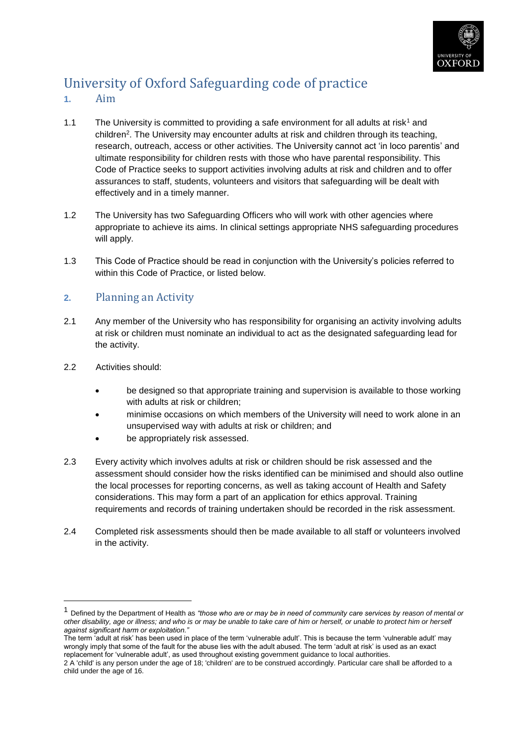# University of Oxford Safeguarding code of practice

## 1. Aim

1.1 The University is committed to providing a safe environment for all adults at risk[1] and children[2]. The University may encounter adults at risk and children through its teaching, research, outreach, access or other activities. The University cannot act 'in loco parentis' and ultimate responsibility for children rests with those who have parental responsibility. This Code of Practice seeks to support activities involving adults at risk and children and to offer assurances to staff, students, volunteers and visitors that safeguarding will be dealt with effectively and in a timely manner.

1.2 The University has two Safeguarding Officers who will work with other agencies where appropriate to achieve its aims. In clinical settings appropriate NHS safeguarding procedures will apply.

1.3 This Code of Practice should be read in conjunction with the University's policies referred to within this Code of Practice, or listed below.

## 2. Planning an Activity

2.1 Any member of the University who has responsibility for organising an activity involving adults at risk or children must nominate an individual to act as the designated safeguarding lead for the activity.

2.2 Activities should:

- be designed so that appropriate training and supervision is available to those working with adults at risk or children;
- minimise occasions on which members of the University will need to work alone in an unsupervised way with adults at risk or children; and
- be appropriately risk assessed.

2.3 Every activity which involves adults at risk or children should be risk assessed and the assessment should consider how the risks identified can be minimised and should also outline the local processes for reporting concerns, as well as taking account of Health and Safety considerations. This may form a part of an application for ethics approval. Training requirements and records of training undertaken should be recorded in the risk assessment.

2.4 Completed risk assessments should then be made available to all staff or volunteers involved in the activity.

---

[1] Defined by the Department of Health as *"those who are or may be in need of community care services by reason of mental or other disability, age or illness; and who is or may be unable to take care of him or herself, or unable to protect him or herself against significant harm or exploitation."*
The term 'adult at risk' has been used in place of the term 'vulnerable adult'. This is because the term 'vulnerable adult' may wrongly imply that some of the fault for the abuse lies with the adult abused. The term 'adult at risk' is used as an exact replacement for 'vulnerable adult', as used throughout existing government guidance to local authorities.

[2] A 'child' is any person under the age of 18; 'children' are to be construed accordingly. Particular care shall be afforded to a child under the age of 16.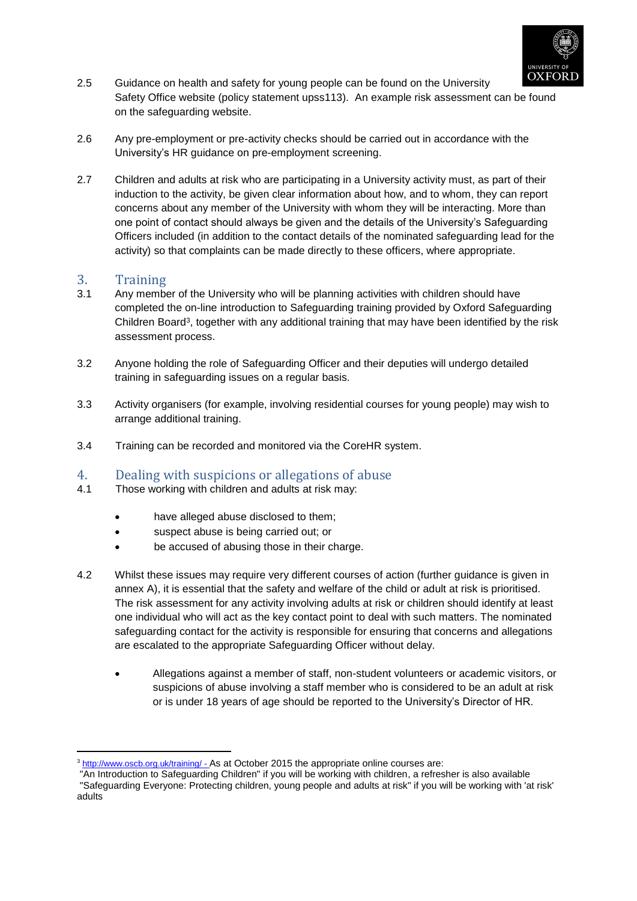2.5 Guidance on health and safety for young people can be found on the University Safety Office website (policy statement upss113). An example risk assessment can be found on the safeguarding website.

2.6 Any pre-employment or pre-activity checks should be carried out in accordance with the University's HR guidance on pre-employment screening.

2.7 Children and adults at risk who are participating in a University activity must, as part of their induction to the activity, be given clear information about how, and to whom, they can report concerns about any member of the University with whom they will be interacting. More than one point of contact should always be given and the details of the University's Safeguarding Officers included (in addition to the contact details of the nominated safeguarding lead for the activity) so that complaints can be made directly to these officers, where appropriate.

## 3. Training

3.1 Any member of the University who will be planning activities with children should have completed the on-line introduction to Safeguarding training provided by Oxford Safeguarding Children Board[3], together with any additional training that may have been identified by the risk assessment process.

3.2 Anyone holding the role of Safeguarding Officer and their deputies will undergo detailed training in safeguarding issues on a regular basis.

3.3 Activity organisers (for example, involving residential courses for young people) may wish to arrange additional training.

3.4 Training can be recorded and monitored via the CoreHR system.

## 4. Dealing with suspicions or allegations of abuse

4.1 Those working with children and adults at risk may:

- have alleged abuse disclosed to them;
- suspect abuse is being carried out; or
- be accused of abusing those in their charge.

4.2 Whilst these issues may require very different courses of action (further guidance is given in annex A), it is essential that the safety and welfare of the child or adult at risk is prioritised. The risk assessment for any activity involving adults at risk or children should identify at least one individual who will act as the key contact point to deal with such matters. The nominated safeguarding contact for the activity is responsible for ensuring that concerns and allegations are escalated to the appropriate Safeguarding Officer without delay.

- Allegations against a member of staff, non-student volunteers or academic visitors, or suspicions of abuse involving a staff member who is considered to be an adult at risk or is under 18 years of age should be reported to the University's Director of HR.

---

[3] http://www.oscb.org.uk/training/ - As at October 2015 the appropriate online courses are:
"An Introduction to Safeguarding Children" if you will be working with children, a refresher is also available
"Safeguarding Everyone: Protecting children, young people and adults at risk" if you will be working with 'at risk' adults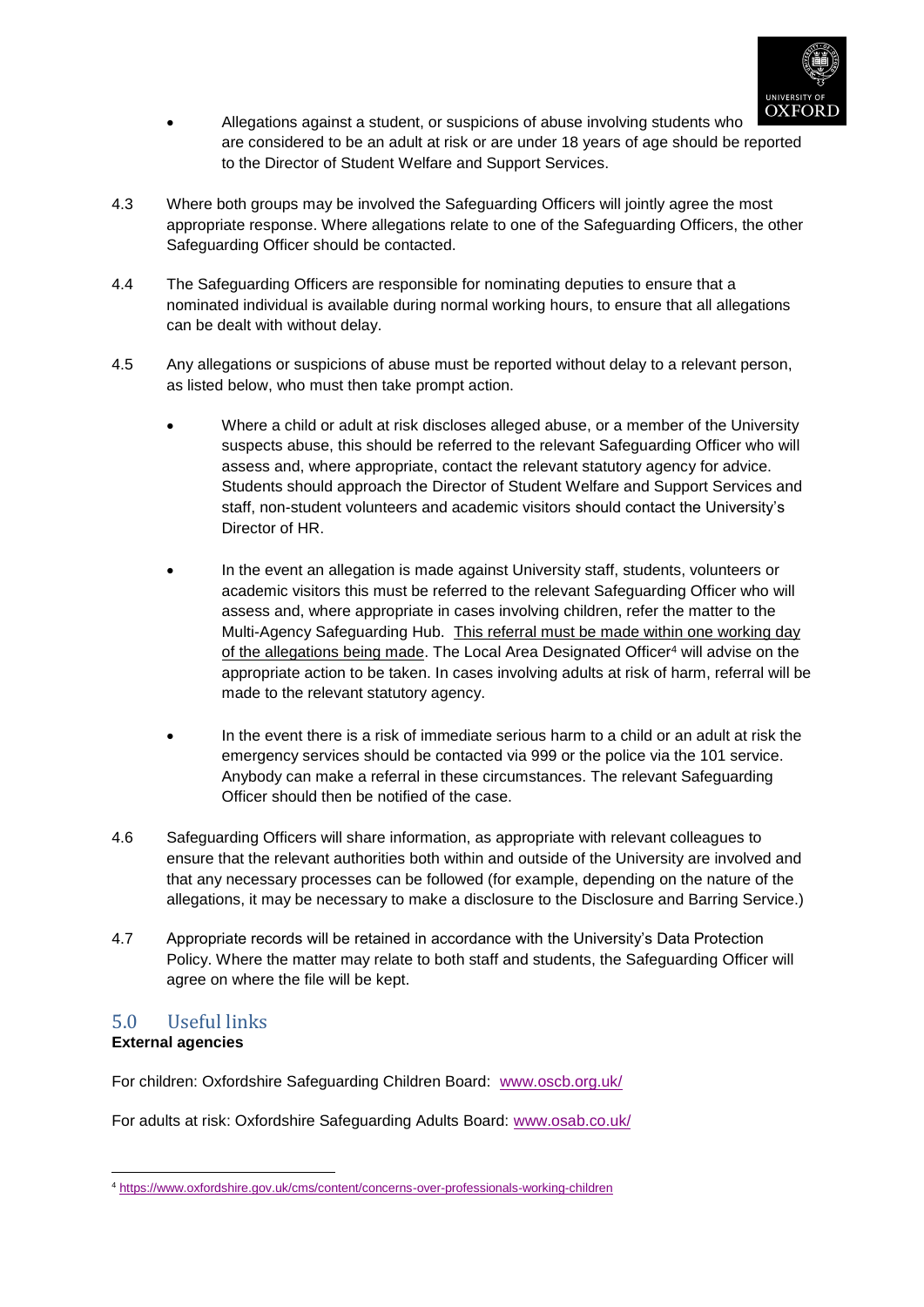- Allegations against a student, or suspicions of abuse involving students who are considered to be an adult at risk or are under 18 years of age should be reported to the Director of Student Welfare and Support Services.

4.3 Where both groups may be involved the Safeguarding Officers will jointly agree the most appropriate response. Where allegations relate to one of the Safeguarding Officers, the other Safeguarding Officer should be contacted.

4.4 The Safeguarding Officers are responsible for nominating deputies to ensure that a nominated individual is available during normal working hours, to ensure that all allegations can be dealt with without delay.

4.5 Any allegations or suspicions of abuse must be reported without delay to a relevant person, as listed below, who must then take prompt action.

- Where a child or adult at risk discloses alleged abuse, or a member of the University suspects abuse, this should be referred to the relevant Safeguarding Officer who will assess and, where appropriate, contact the relevant statutory agency for advice. Students should approach the Director of Student Welfare and Support Services and staff, non-student volunteers and academic visitors should contact the University's Director of HR.

- In the event an allegation is made against University staff, students, volunteers or academic visitors this must be referred to the relevant Safeguarding Officer who will assess and, where appropriate in cases involving children, refer the matter to the Multi-Agency Safeguarding Hub. This referral must be made within one working day of the allegations being made. The Local Area Designated Officer[4] will advise on the appropriate action to be taken. In cases involving adults at risk of harm, referral will be made to the relevant statutory agency.

- In the event there is a risk of immediate serious harm to a child or an adult at risk the emergency services should be contacted via 999 or the police via the 101 service. Anybody can make a referral in these circumstances. The relevant Safeguarding Officer should then be notified of the case.

4.6 Safeguarding Officers will share information, as appropriate with relevant colleagues to ensure that the relevant authorities both within and outside of the University are involved and that any necessary processes can be followed (for example, depending on the nature of the allegations, it may be necessary to make a disclosure to the Disclosure and Barring Service.)

4.7 Appropriate records will be retained in accordance with the University's Data Protection Policy. Where the matter may relate to both staff and students, the Safeguarding Officer will agree on where the file will be kept.

## 5.0 Useful links

**External agencies**

For children: Oxfordshire Safeguarding Children Board: [www.oscb.org.uk/](http://www.oscb.org.uk/)

For adults at risk: Oxfordshire Safeguarding Adults Board: [www.osab.co.uk/](http://www.osab.co.uk/)

---

[4] https://www.oxfordshire.gov.uk/cms/content/concerns-over-professionals-working-children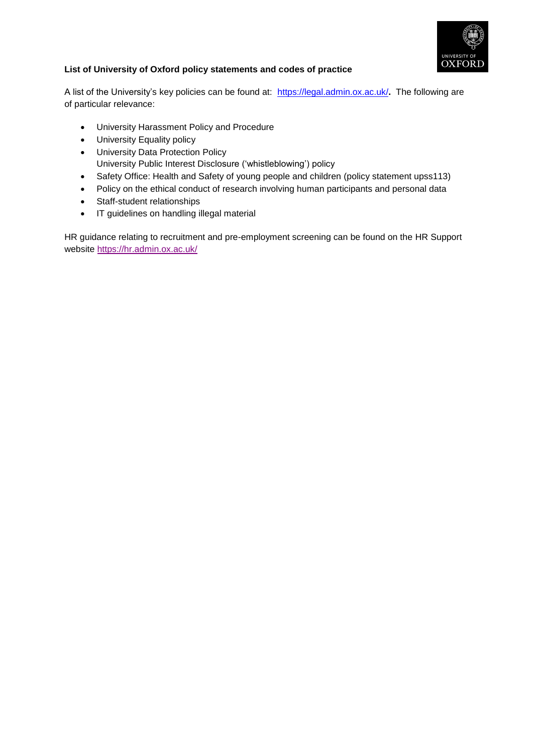**List of University of Oxford policy statements and codes of practice**

A list of the University's key policies can be found at: https://legal.admin.ox.ac.uk/**.** The following are of particular relevance:

- University Harassment Policy and Procedure
- University Equality policy
- University Data Protection Policy
  University Public Interest Disclosure ('whistleblowing') policy
- Safety Office: Health and Safety of young people and children (policy statement upss113)
- Policy on the ethical conduct of research involving human participants and personal data
- Staff-student relationships
- IT guidelines on handling illegal material

HR guidance relating to recruitment and pre-employment screening can be found on the HR Support website https://hr.admin.ox.ac.uk/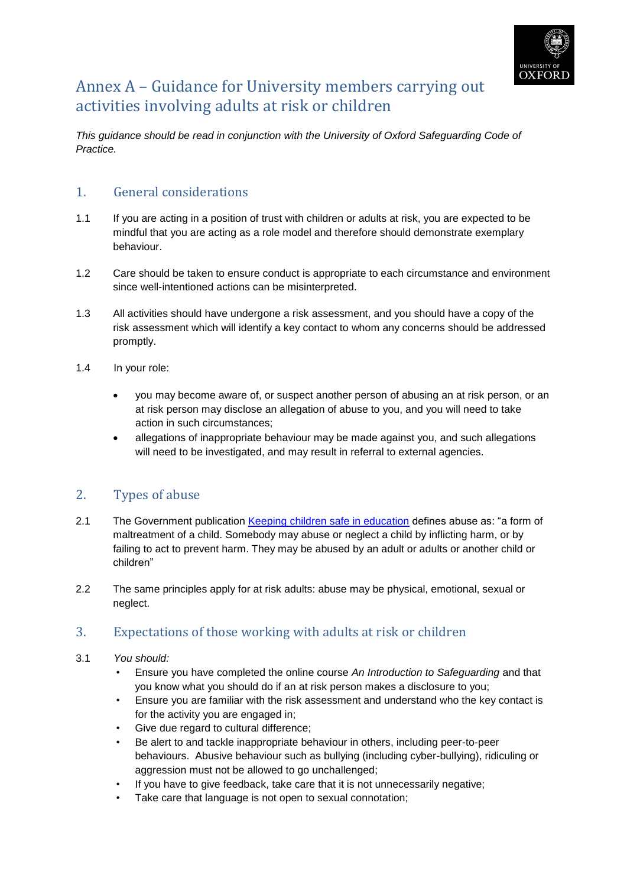# Annex A – Guidance for University members carrying out activities involving adults at risk or children

*This guidance should be read in conjunction with the University of Oxford Safeguarding Code of Practice.*

## 1. General considerations

1.1 If you are acting in a position of trust with children or adults at risk, you are expected to be mindful that you are acting as a role model and therefore should demonstrate exemplary behaviour.

1.2 Care should be taken to ensure conduct is appropriate to each circumstance and environment since well-intentioned actions can be misinterpreted.

1.3 All activities should have undergone a risk assessment, and you should have a copy of the risk assessment which will identify a key contact to whom any concerns should be addressed promptly.

1.4 In your role:

- you may become aware of, or suspect another person of abusing an at risk person, or an at risk person may disclose an allegation of abuse to you, and you will need to take action in such circumstances;
- allegations of inappropriate behaviour may be made against you, and such allegations will need to be investigated, and may result in referral to external agencies.

## 2. Types of abuse

2.1 The Government publication [Keeping children safe in education] defines abuse as: "a form of maltreatment of a child. Somebody may abuse or neglect a child by inflicting harm, or by failing to act to prevent harm. They may be abused by an adult or adults or another child or children"

2.2 The same principles apply for at risk adults: abuse may be physical, emotional, sexual or neglect.

## 3. Expectations of those working with adults at risk or children

3.1 *You should:*

- Ensure you have completed the online course *An Introduction to Safeguarding* and that you know what you should do if an at risk person makes a disclosure to you;
- Ensure you are familiar with the risk assessment and understand who the key contact is for the activity you are engaged in;
- Give due regard to cultural difference;
- Be alert to and tackle inappropriate behaviour in others, including peer-to-peer behaviours. Abusive behaviour such as bullying (including cyber-bullying), ridiculing or aggression must not be allowed to go unchallenged;
- If you have to give feedback, take care that it is not unnecessarily negative;
- Take care that language is not open to sexual connotation;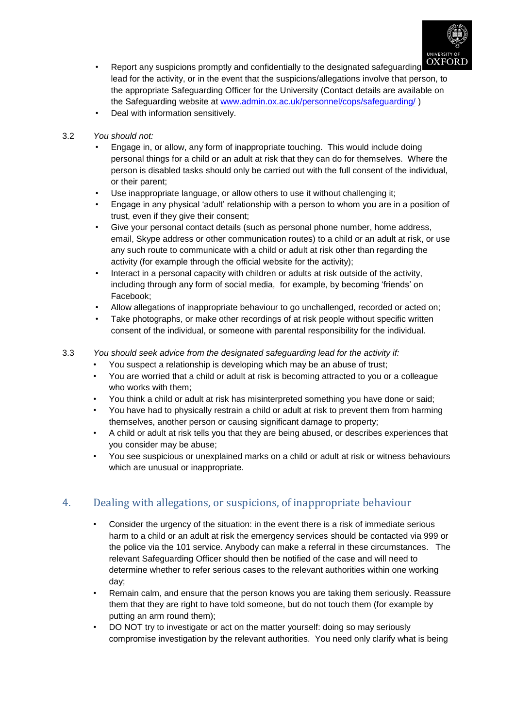- Report any suspicions promptly and confidentially to the designated safeguarding lead for the activity, or in the event that the suspicions/allegations involve that person, to the appropriate Safeguarding Officer for the University (Contact details are available on the Safeguarding website at [www.admin.ox.ac.uk/personnel/cops/safeguarding/](www.admin.ox.ac.uk/personnel/cops/safeguarding/) )
- Deal with information sensitively.

3.2 *You should not:*

- Engage in, or allow, any form of inappropriate touching. This would include doing personal things for a child or an adult at risk that they can do for themselves. Where the person is disabled tasks should only be carried out with the full consent of the individual, or their parent;
- Use inappropriate language, or allow others to use it without challenging it;
- Engage in any physical 'adult' relationship with a person to whom you are in a position of trust, even if they give their consent;
- Give your personal contact details (such as personal phone number, home address, email, Skype address or other communication routes) to a child or an adult at risk, or use any such route to communicate with a child or adult at risk other than regarding the activity (for example through the official website for the activity);
- Interact in a personal capacity with children or adults at risk outside of the activity, including through any form of social media, for example, by becoming 'friends' on Facebook;
- Allow allegations of inappropriate behaviour to go unchallenged, recorded or acted on;
- Take photographs, or make other recordings of at risk people without specific written consent of the individual, or someone with parental responsibility for the individual.

3.3 *You should seek advice from the designated safeguarding lead for the activity if:*

- You suspect a relationship is developing which may be an abuse of trust;
- You are worried that a child or adult at risk is becoming attracted to you or a colleague who works with them;
- You think a child or adult at risk has misinterpreted something you have done or said;
- You have had to physically restrain a child or adult at risk to prevent them from harming themselves, another person or causing significant damage to property;
- A child or adult at risk tells you that they are being abused, or describes experiences that you consider may be abuse;
- You see suspicious or unexplained marks on a child or adult at risk or witness behaviours which are unusual or inappropriate.

## 4. Dealing with allegations, or suspicions, of inappropriate behaviour

- Consider the urgency of the situation: in the event there is a risk of immediate serious harm to a child or an adult at risk the emergency services should be contacted via 999 or the police via the 101 service. Anybody can make a referral in these circumstances. The relevant Safeguarding Officer should then be notified of the case and will need to determine whether to refer serious cases to the relevant authorities within one working day;
- Remain calm, and ensure that the person knows you are taking them seriously. Reassure them that they are right to have told someone, but do not touch them (for example by putting an arm round them);
- DO NOT try to investigate or act on the matter yourself: doing so may seriously compromise investigation by the relevant authorities. You need only clarify what is being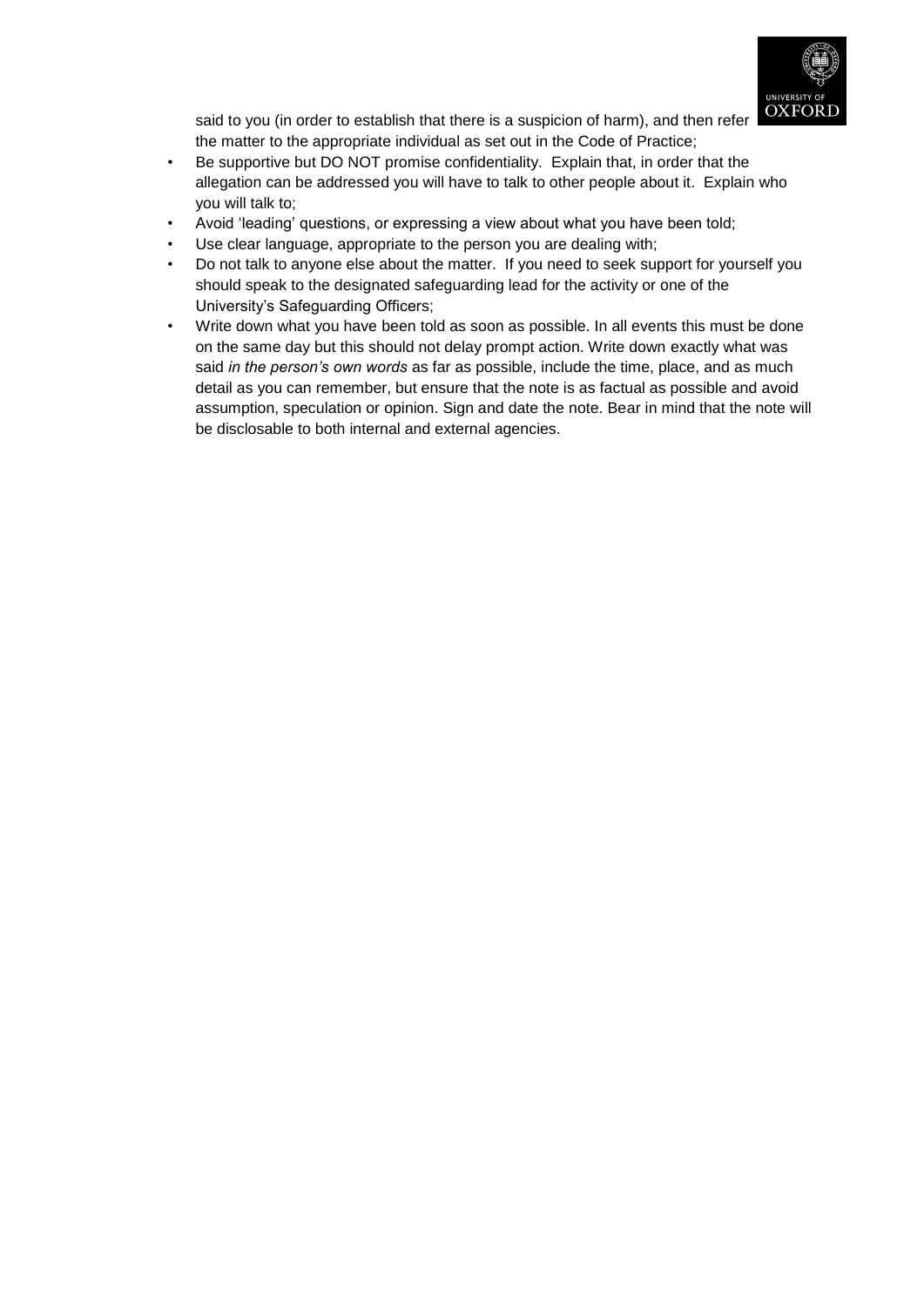said to you (in order to establish that there is a suspicion of harm), and then refer the matter to the appropriate individual as set out in the Code of Practice;

- Be supportive but DO NOT promise confidentiality. Explain that, in order that the allegation can be addressed you will have to talk to other people about it. Explain who you will talk to;
- Avoid 'leading' questions, or expressing a view about what you have been told;
- Use clear language, appropriate to the person you are dealing with;
- Do not talk to anyone else about the matter. If you need to seek support for yourself you should speak to the designated safeguarding lead for the activity or one of the University's Safeguarding Officers;
- Write down what you have been told as soon as possible. In all events this must be done on the same day but this should not delay prompt action. Write down exactly what was said *in the person's own words* as far as possible, include the time, place, and as much detail as you can remember, but ensure that the note is as factual as possible and avoid assumption, speculation or opinion. Sign and date the note. Bear in mind that the note will be disclosable to both internal and external agencies.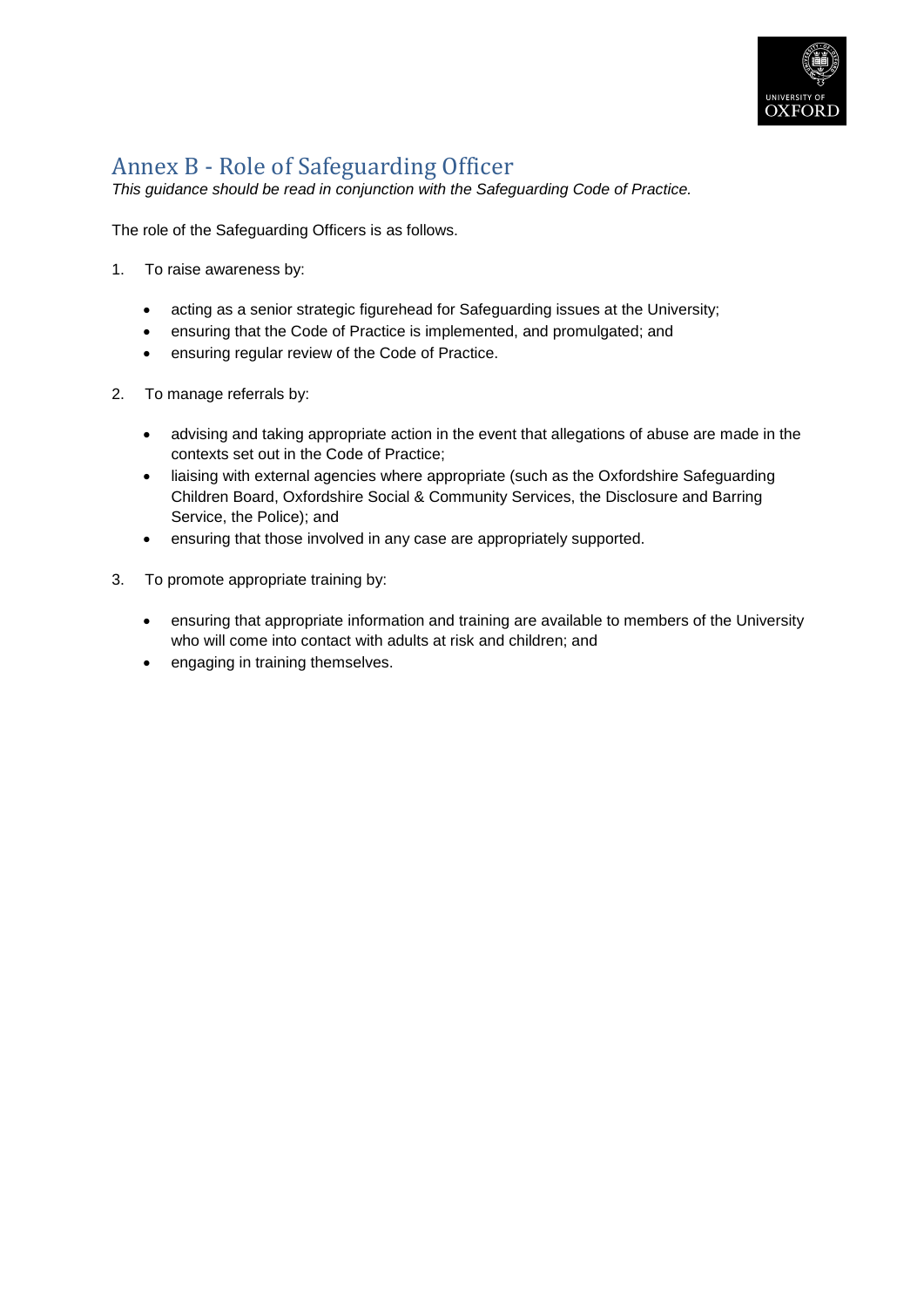# Annex B - Role of Safeguarding Officer

*This guidance should be read in conjunction with the Safeguarding Code of Practice.*

The role of the Safeguarding Officers is as follows.

1. To raise awareness by:

   - acting as a senior strategic figurehead for Safeguarding issues at the University;
   - ensuring that the Code of Practice is implemented, and promulgated; and
   - ensuring regular review of the Code of Practice.

2. To manage referrals by:

   - advising and taking appropriate action in the event that allegations of abuse are made in the contexts set out in the Code of Practice;
   - liaising with external agencies where appropriate (such as the Oxfordshire Safeguarding Children Board, Oxfordshire Social & Community Services, the Disclosure and Barring Service, the Police); and
   - ensuring that those involved in any case are appropriately supported.

3. To promote appropriate training by:

   - ensuring that appropriate information and training are available to members of the University who will come into contact with adults at risk and children; and
   - engaging in training themselves.